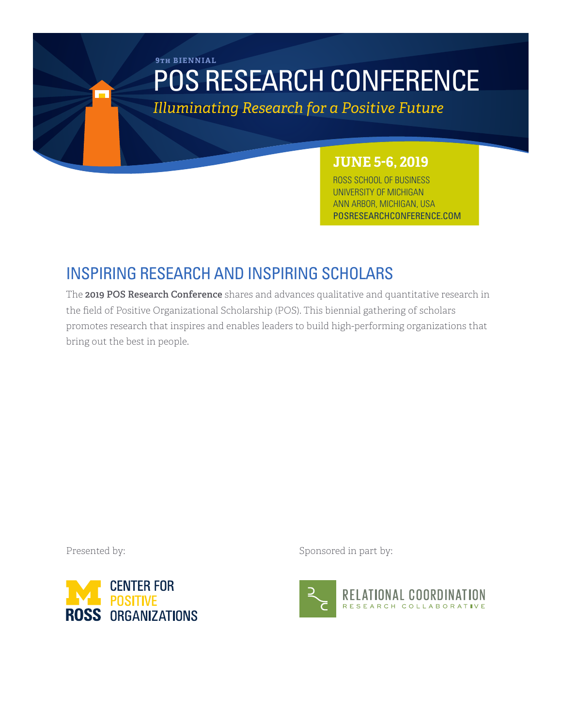9TH BIENNIAL

# POS RESEARCH CONFERENCE

*Illuminating Research for a Positive Future*

**JUNE 5-6, 2019**

ROSS SCHOOL OF BUSINESS
UNIVERSITY OF MICHIGAN
ANN ARBOR, MICHIGAN, USA
POSRESEARCHCONFERENCE.COM

## INSPIRING RESEARCH AND INSPIRING SCHOLARS

The **2019 POS Research Conference** shares and advances qualitative and quantitative research in the field of Positive Organizational Scholarship (POS). This biennial gathering of scholars promotes research that inspires and enables leaders to build high-performing organizations that bring out the best in people.

Presented by:

ROSS CENTER FOR POSITIVE ORGANIZATIONS

Sponsored in part by:

RELATIONAL COORDINATION RESEARCH COLLABORATIVE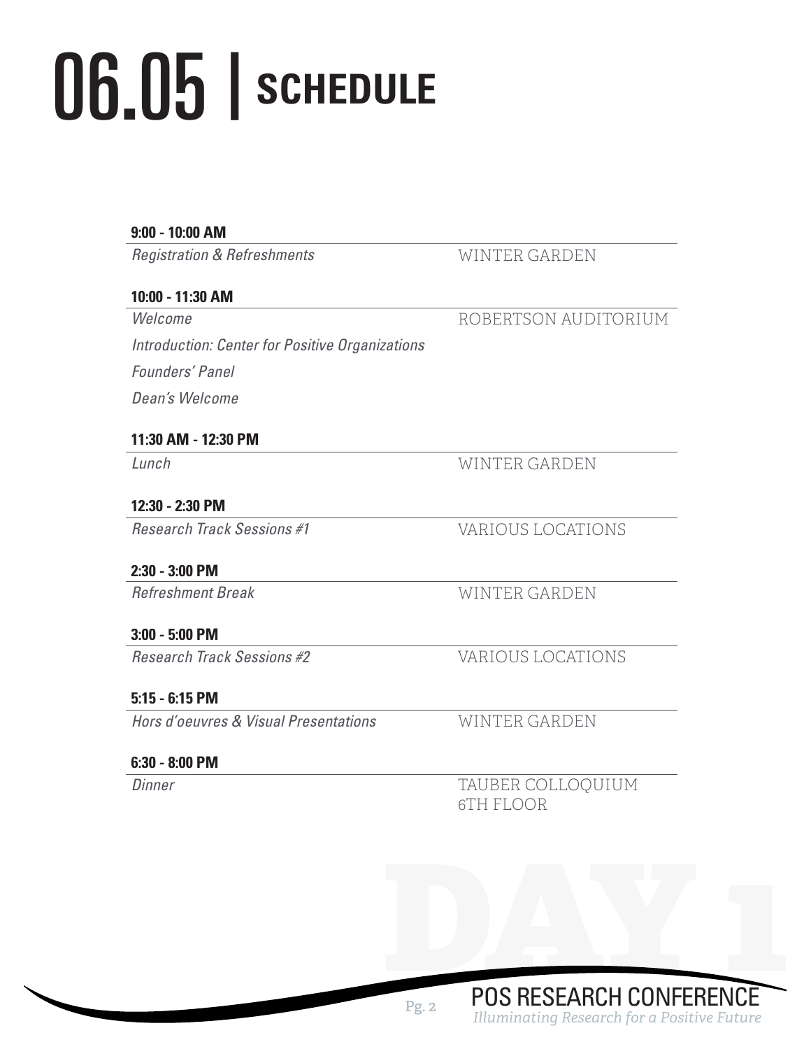# 06.05 | SCHEDULE

**9:00 - 10:00 AM**

*Registration & Refreshments* — WINTER GARDEN

**10:00 - 11:30 AM**

*Welcome* — ROBERTSON AUDITORIUM

*Introduction: Center for Positive Organizations*

*Founders' Panel*

*Dean's Welcome*

**11:30 AM - 12:30 PM**

*Lunch* — WINTER GARDEN

**12:30 - 2:30 PM**

*Research Track Sessions #1* — VARIOUS LOCATIONS

**2:30 - 3:00 PM**

*Refreshment Break* — WINTER GARDEN

**3:00 - 5:00 PM**

*Research Track Sessions #2* — VARIOUS LOCATIONS

**5:15 - 6:15 PM**

*Hors d'oeuvres & Visual Presentations* — WINTER GARDEN

**6:30 - 8:00 PM**

*Dinner* — TAUBER COLLOQUIUM 6TH FLOOR

DAY 1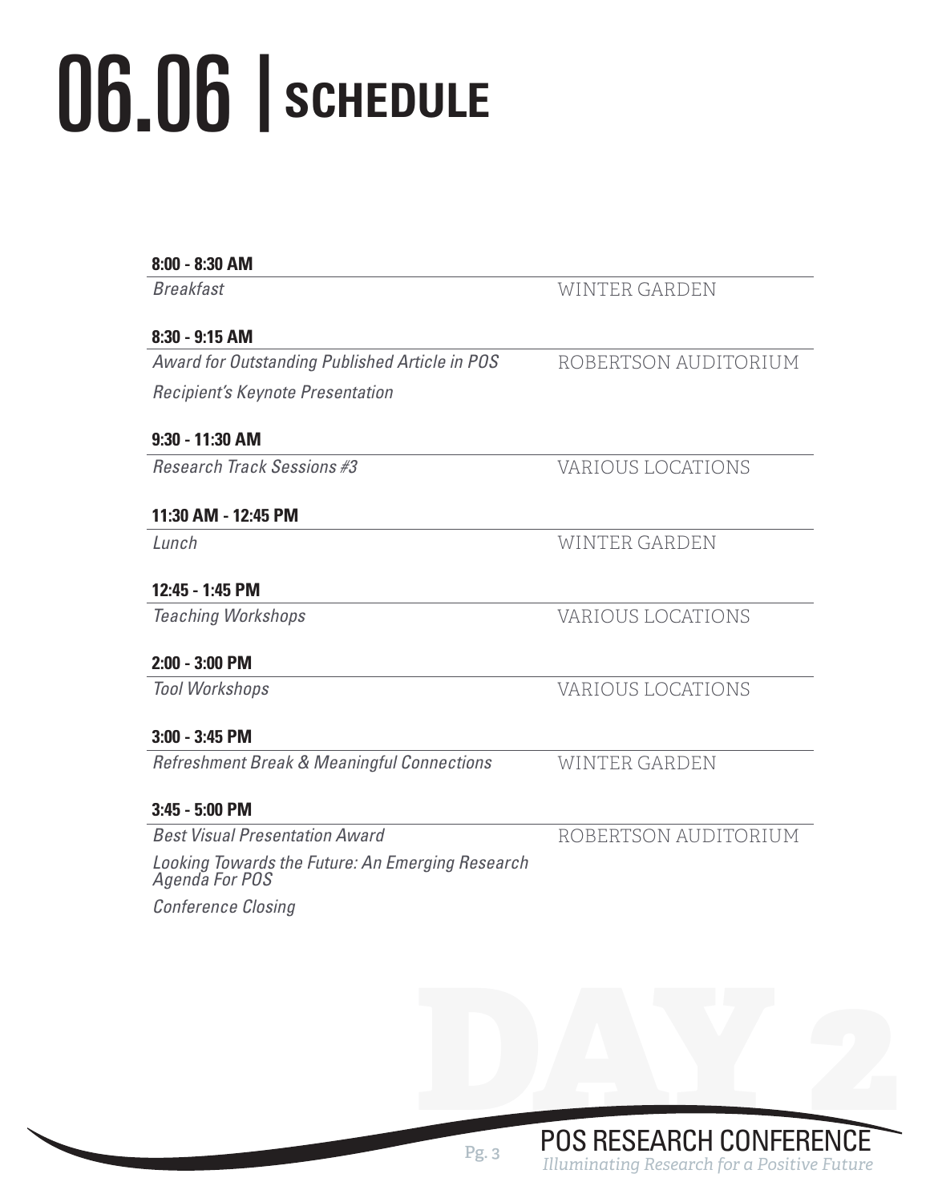# 06.06 | SCHEDULE

**8:00 - 8:30 AM**

*Breakfast* — WINTER GARDEN

**8:30 - 9:15 AM**

*Award for Outstanding Published Article in POS* — ROBERTSON AUDITORIUM

*Recipient's Keynote Presentation*

**9:30 - 11:30 AM**

*Research Track Sessions #3* — VARIOUS LOCATIONS

**11:30 AM - 12:45 PM**

*Lunch* — WINTER GARDEN

**12:45 - 1:45 PM**

*Teaching Workshops* — VARIOUS LOCATIONS

**2:00 - 3:00 PM**

*Tool Workshops* — VARIOUS LOCATIONS

**3:00 - 3:45 PM**

*Refreshment Break & Meaningful Connections* — WINTER GARDEN

**3:45 - 5:00 PM**

*Best Visual Presentation Award* — ROBERTSON AUDITORIUM

*Looking Towards the Future: An Emerging Research Agenda For POS*

*Conference Closing*

DAY 2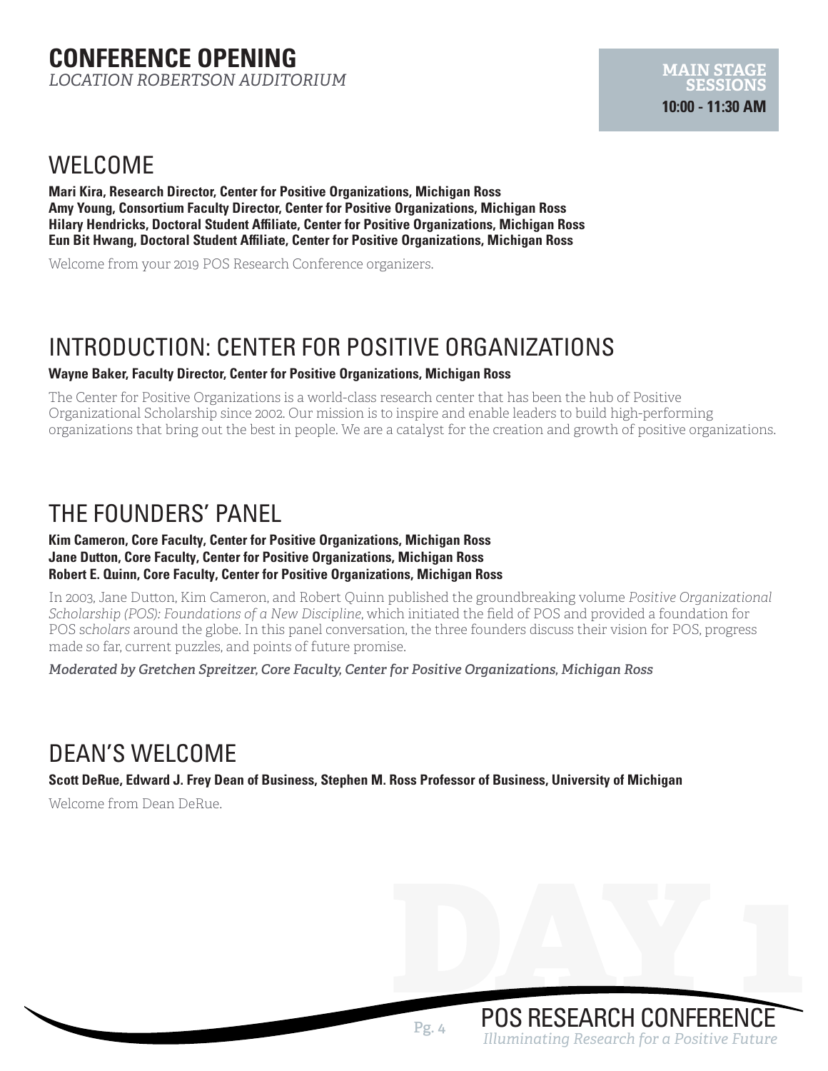# CONFERENCE OPENING

*LOCATION ROBERTSON AUDITORIUM*

**MAIN STAGE SESSIONS**
**10:00 - 11:30 AM**

## WELCOME

**Mari Kira, Research Director, Center for Positive Organizations, Michigan Ross**
**Amy Young, Consortium Faculty Director, Center for Positive Organizations, Michigan Ross**
**Hilary Hendricks, Doctoral Student Affiliate, Center for Positive Organizations, Michigan Ross**
**Eun Bit Hwang, Doctoral Student Affiliate, Center for Positive Organizations, Michigan Ross**

Welcome from your 2019 POS Research Conference organizers.

## INTRODUCTION: CENTER FOR POSITIVE ORGANIZATIONS

**Wayne Baker, Faculty Director, Center for Positive Organizations, Michigan Ross**

The Center for Positive Organizations is a world-class research center that has been the hub of Positive Organizational Scholarship since 2002. Our mission is to inspire and enable leaders to build high-performing organizations that bring out the best in people. We are a catalyst for the creation and growth of positive organizations.

## THE FOUNDERS' PANEL

**Kim Cameron, Core Faculty, Center for Positive Organizations, Michigan Ross**
**Jane Dutton, Core Faculty, Center for Positive Organizations, Michigan Ross**
**Robert E. Quinn, Core Faculty, Center for Positive Organizations, Michigan Ross**

In 2003, Jane Dutton, Kim Cameron, and Robert Quinn published the groundbreaking volume *Positive Organizational Scholarship (POS): Foundations of a New Discipline*, which initiated the field of POS and provided a foundation for POS s*cholars* around the globe. In this panel conversation, the three founders discuss their vision for POS, progress made so far, current puzzles, and points of future promise.

*Moderated by Gretchen Spreitzer, Core Faculty, Center for Positive Organizations, Michigan Ross*

## DEAN'S WELCOME

**Scott DeRue, Edward J. Frey Dean of Business, Stephen M. Ross Professor of Business, University of Michigan**

Welcome from Dean DeRue.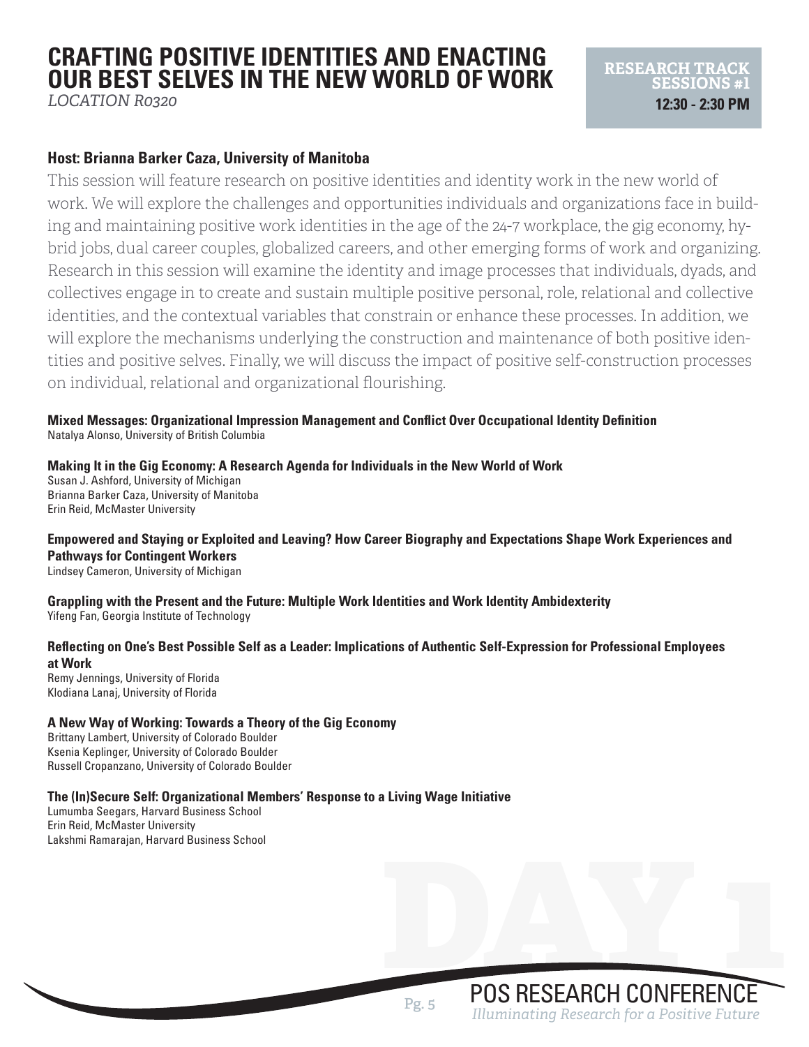# CRAFTING POSITIVE IDENTITIES AND ENACTING OUR BEST SELVES IN THE NEW WORLD OF WORK

*LOCATION R0320*

**RESEARCH TRACK SESSIONS #1**
**12:30 - 2:30 PM**

**Host: Brianna Barker Caza, University of Manitoba**

This session will feature research on positive identities and identity work in the new world of work. We will explore the challenges and opportunities individuals and organizations face in building and maintaining positive work identities in the age of the 24-7 workplace, the gig economy, hybrid jobs, dual career couples, globalized careers, and other emerging forms of work and organizing. Research in this session will examine the identity and image processes that individuals, dyads, and collectives engage in to create and sustain multiple positive personal, role, relational and collective identities, and the contextual variables that constrain or enhance these processes. In addition, we will explore the mechanisms underlying the construction and maintenance of both positive identities and positive selves. Finally, we will discuss the impact of positive self-construction processes on individual, relational and organizational flourishing.

**Mixed Messages: Organizational Impression Management and Conflict Over Occupational Identity Definition**
Natalya Alonso, University of British Columbia

**Making It in the Gig Economy: A Research Agenda for Individuals in the New World of Work**
Susan J. Ashford, University of Michigan
Brianna Barker Caza, University of Manitoba
Erin Reid, McMaster University

**Empowered and Staying or Exploited and Leaving? How Career Biography and Expectations Shape Work Experiences and Pathways for Contingent Workers**
Lindsey Cameron, University of Michigan

**Grappling with the Present and the Future: Multiple Work Identities and Work Identity Ambidexterity**
Yifeng Fan, Georgia Institute of Technology

**Reflecting on One's Best Possible Self as a Leader: Implications of Authentic Self-Expression for Professional Employees at Work**
Remy Jennings, University of Florida
Klodiana Lanaj, University of Florida

**A New Way of Working: Towards a Theory of the Gig Economy**
Brittany Lambert, University of Colorado Boulder
Ksenia Keplinger, University of Colorado Boulder
Russell Cropanzano, University of Colorado Boulder

**The (In)Secure Self: Organizational Members' Response to a Living Wage Initiative**
Lumumba Seegars, Harvard Business School
Erin Reid, McMaster University
Lakshmi Ramarajan, Harvard Business School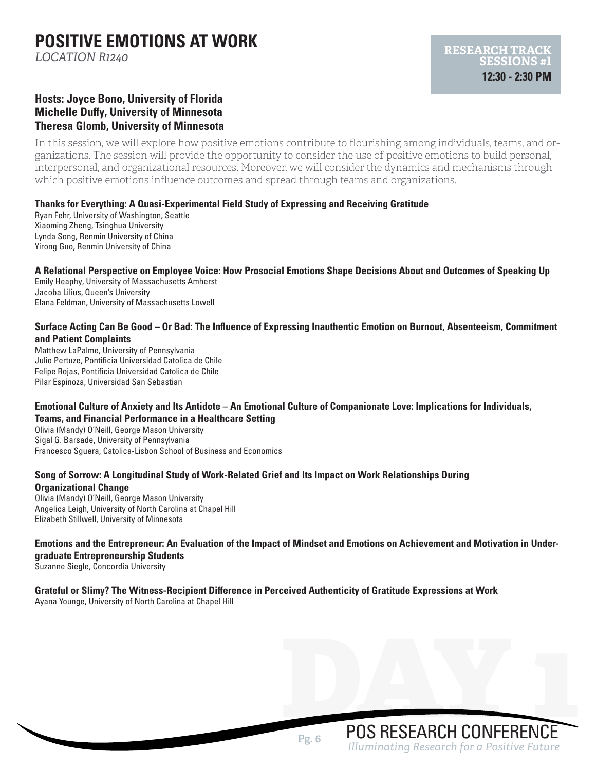# POSITIVE EMOTIONS AT WORK

*LOCATION R1240*

**RESEARCH TRACK SESSIONS #1**
**12:30 - 2:30 PM**

### Hosts: Joyce Bono, University of Florida
### Michelle Duffy, University of Minnesota
### Theresa Glomb, University of Minnesota

In this session, we will explore how positive emotions contribute to flourishing among individuals, teams, and organizations. The session will provide the opportunity to consider the use of positive emotions to build personal, interpersonal, and organizational resources. Moreover, we will consider the dynamics and mechanisms through which positive emotions influence outcomes and spread through teams and organizations.

**Thanks for Everything: A Quasi-Experimental Field Study of Expressing and Receiving Gratitude**
Ryan Fehr, University of Washington, Seattle
Xiaoming Zheng, Tsinghua University
Lynda Song, Renmin University of China
Yirong Guo, Renmin University of China

**A Relational Perspective on Employee Voice: How Prosocial Emotions Shape Decisions About and Outcomes of Speaking Up**
Emily Heaphy, University of Massachusetts Amherst
Jacoba Lilius, Queen's University
Elana Feldman, University of Massachusetts Lowell

**Surface Acting Can Be Good – Or Bad: The Influence of Expressing Inauthentic Emotion on Burnout, Absenteeism, Commitment and Patient Complaints**
Matthew LaPalme, University of Pennsylvania
Julio Pertuze, Pontificia Universidad Catolica de Chile
Felipe Rojas, Pontificia Universidad Catolica de Chile
Pilar Espinoza, Universidad San Sebastian

**Emotional Culture of Anxiety and Its Antidote – An Emotional Culture of Companionate Love: Implications for Individuals, Teams, and Financial Performance in a Healthcare Setting**
Olivia (Mandy) O'Neill, George Mason University
Sigal G. Barsade, University of Pennsylvania
Francesco Sguera, Catolica-Lisbon School of Business and Economics

**Song of Sorrow: A Longitudinal Study of Work-Related Grief and Its Impact on Work Relationships During Organizational Change**
Olivia (Mandy) O'Neill, George Mason University
Angelica Leigh, University of North Carolina at Chapel Hill
Elizabeth Stillwell, University of Minnesota

**Emotions and the Entrepreneur: An Evaluation of the Impact of Mindset and Emotions on Achievement and Motivation in Undergraduate Entrepreneurship Students**
Suzanne Siegle, Concordia University

**Grateful or Slimy? The Witness-Recipient Difference in Perceived Authenticity of Gratitude Expressions at Work**
Ayana Younge, University of North Carolina at Chapel Hill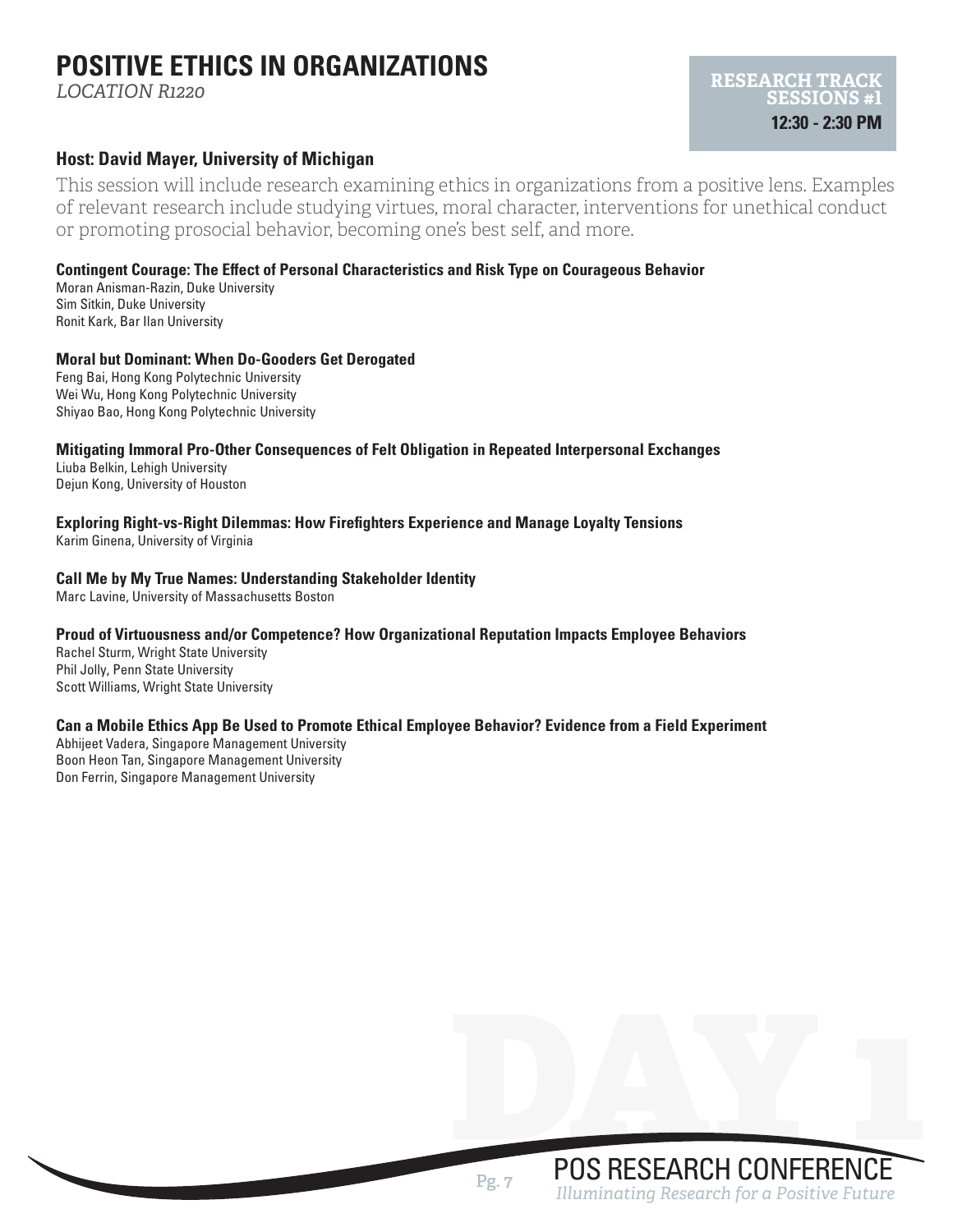# POSITIVE ETHICS IN ORGANIZATIONS

*LOCATION R1220*

**RESEARCH TRACK SESSIONS #1**
**12:30 - 2:30 PM**

### Host: David Mayer, University of Michigan

This session will include research examining ethics in organizations from a positive lens. Examples of relevant research include studying virtues, moral character, interventions for unethical conduct or promoting prosocial behavior, becoming one's best self, and more.

**Contingent Courage: The Effect of Personal Characteristics and Risk Type on Courageous Behavior**
Moran Anisman-Razin, Duke University
Sim Sitkin, Duke University
Ronit Kark, Bar Ilan University

**Moral but Dominant: When Do-Gooders Get Derogated**
Feng Bai, Hong Kong Polytechnic University
Wei Wu, Hong Kong Polytechnic University
Shiyao Bao, Hong Kong Polytechnic University

**Mitigating Immoral Pro-Other Consequences of Felt Obligation in Repeated Interpersonal Exchanges**
Liuba Belkin, Lehigh University
Dejun Kong, University of Houston

**Exploring Right-vs-Right Dilemmas: How Firefighters Experience and Manage Loyalty Tensions**
Karim Ginena, University of Virginia

**Call Me by My True Names: Understanding Stakeholder Identity**
Marc Lavine, University of Massachusetts Boston

**Proud of Virtuousness and/or Competence? How Organizational Reputation Impacts Employee Behaviors**
Rachel Sturm, Wright State University
Phil Jolly, Penn State University
Scott Williams, Wright State University

**Can a Mobile Ethics App Be Used to Promote Ethical Employee Behavior? Evidence from a Field Experiment**
Abhijeet Vadera, Singapore Management University
Boon Heon Tan, Singapore Management University
Don Ferrin, Singapore Management University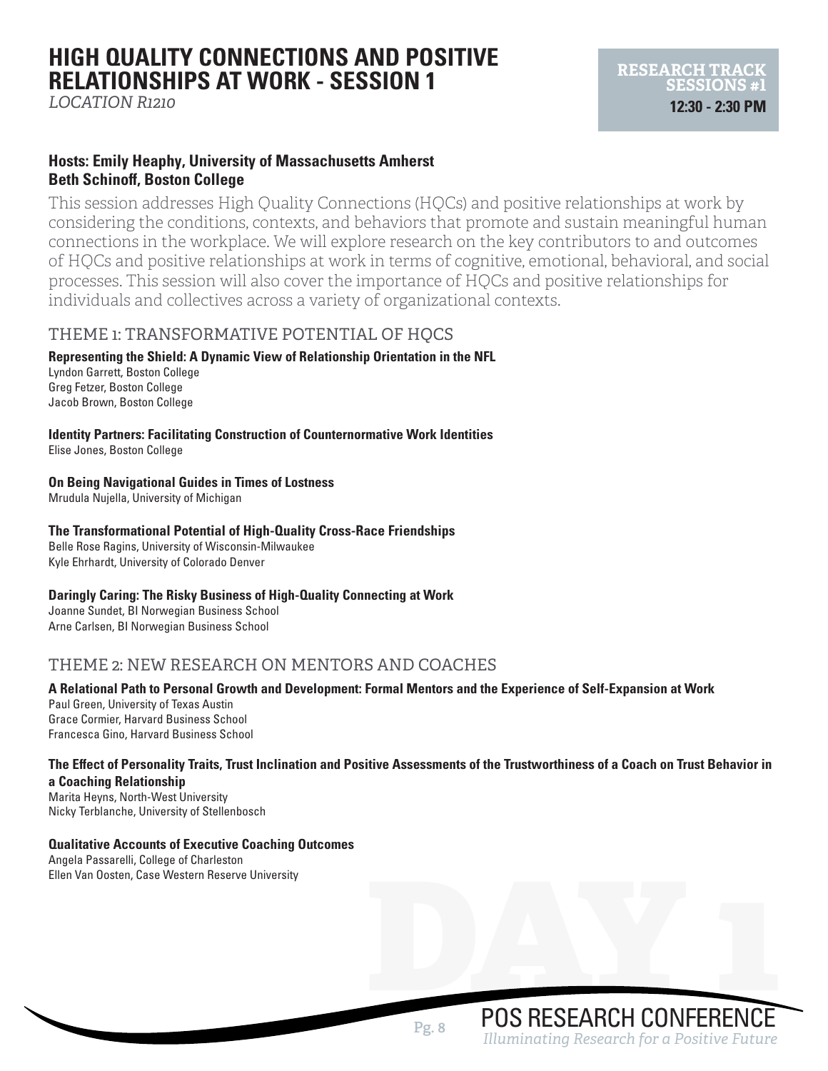# HIGH QUALITY CONNECTIONS AND POSITIVE RELATIONSHIPS AT WORK - SESSION 1

*LOCATION R1210*

**RESEARCH TRACK SESSIONS #1**
**12:30 - 2:30 PM**

**Hosts: Emily Heaphy, University of Massachusetts Amherst**
**Beth Schinoff, Boston College**

This session addresses High Quality Connections (HQCs) and positive relationships at work by considering the conditions, contexts, and behaviors that promote and sustain meaningful human connections in the workplace. We will explore research on the key contributors to and outcomes of HQCs and positive relationships at work in terms of cognitive, emotional, behavioral, and social processes. This session will also cover the importance of HQCs and positive relationships for individuals and collectives across a variety of organizational contexts.

## THEME 1: TRANSFORMATIVE POTENTIAL OF HQCS

**Representing the Shield: A Dynamic View of Relationship Orientation in the NFL**
Lyndon Garrett, Boston College
Greg Fetzer, Boston College
Jacob Brown, Boston College

**Identity Partners: Facilitating Construction of Counternormative Work Identities**
Elise Jones, Boston College

**On Being Navigational Guides in Times of Lostness**
Mrudula Nujella, University of Michigan

**The Transformational Potential of High-Quality Cross-Race Friendships**
Belle Rose Ragins, University of Wisconsin-Milwaukee
Kyle Ehrhardt, University of Colorado Denver

**Daringly Caring: The Risky Business of High-Quality Connecting at Work**
Joanne Sundet, BI Norwegian Business School
Arne Carlsen, BI Norwegian Business School

## THEME 2: NEW RESEARCH ON MENTORS AND COACHES

**A Relational Path to Personal Growth and Development: Formal Mentors and the Experience of Self-Expansion at Work**
Paul Green, University of Texas Austin
Grace Cormier, Harvard Business School
Francesca Gino, Harvard Business School

**The Effect of Personality Traits, Trust Inclination and Positive Assessments of the Trustworthiness of a Coach on Trust Behavior in a Coaching Relationship**
Marita Heyns, North-West University
Nicky Terblanche, University of Stellenbosch

**Qualitative Accounts of Executive Coaching Outcomes**
Angela Passarelli, College of Charleston
Ellen Van Oosten, Case Western Reserve University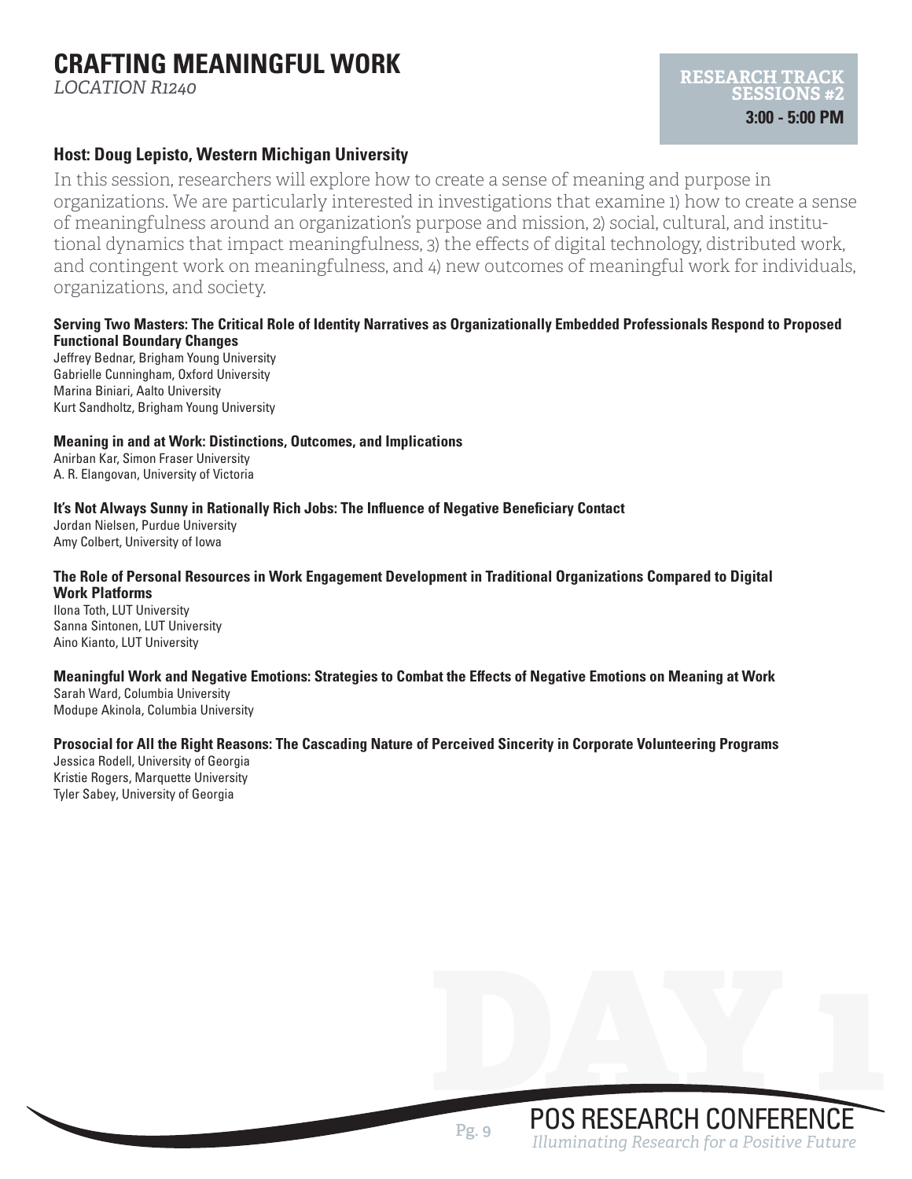# CRAFTING MEANINGFUL WORK

*LOCATION R1240*

**RESEARCH TRACK SESSIONS #2**
**3:00 - 5:00 PM**

### Host: Doug Lepisto, Western Michigan University

In this session, researchers will explore how to create a sense of meaning and purpose in organizations. We are particularly interested in investigations that examine 1) how to create a sense of meaningfulness around an organization's purpose and mission, 2) social, cultural, and institutional dynamics that impact meaningfulness, 3) the effects of digital technology, distributed work, and contingent work on meaningfulness, and 4) new outcomes of meaningful work for individuals, organizations, and society.

**Serving Two Masters: The Critical Role of Identity Narratives as Organizationally Embedded Professionals Respond to Proposed Functional Boundary Changes**

Jeffrey Bednar, Brigham Young University
Gabrielle Cunningham, Oxford University
Marina Biniari, Aalto University
Kurt Sandholtz, Brigham Young University

**Meaning in and at Work: Distinctions, Outcomes, and Implications**

Anirban Kar, Simon Fraser University
A. R. Elangovan, University of Victoria

**It's Not Always Sunny in Rationally Rich Jobs: The Influence of Negative Beneficiary Contact**

Jordan Nielsen, Purdue University
Amy Colbert, University of Iowa

**The Role of Personal Resources in Work Engagement Development in Traditional Organizations Compared to Digital Work Platforms**

Ilona Toth, LUT University
Sanna Sintonen, LUT University
Aino Kianto, LUT University

**Meaningful Work and Negative Emotions: Strategies to Combat the Effects of Negative Emotions on Meaning at Work**

Sarah Ward, Columbia University
Modupe Akinola, Columbia University

**Prosocial for All the Right Reasons: The Cascading Nature of Perceived Sincerity in Corporate Volunteering Programs**

Jessica Rodell, University of Georgia
Kristie Rogers, Marquette University
Tyler Sabey, University of Georgia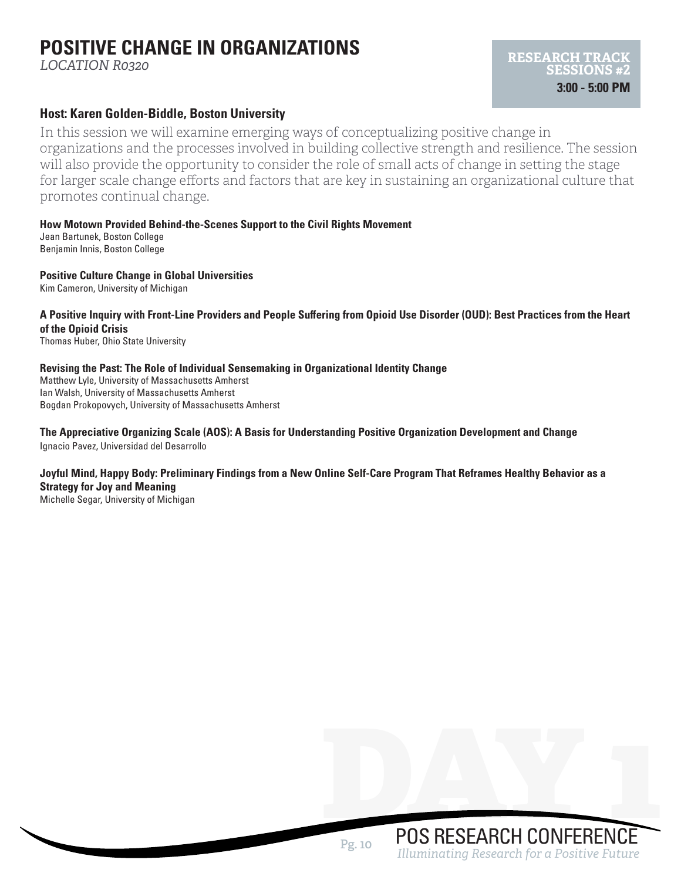# POSITIVE CHANGE IN ORGANIZATIONS

*LOCATION R0320*

**RESEARCH TRACK SESSIONS #2**
**3:00 - 5:00 PM**

### Host: Karen Golden-Biddle, Boston University

In this session we will examine emerging ways of conceptualizing positive change in organizations and the processes involved in building collective strength and resilience. The session will also provide the opportunity to consider the role of small acts of change in setting the stage for larger scale change efforts and factors that are key in sustaining an organizational culture that promotes continual change.

**How Motown Provided Behind-the-Scenes Support to the Civil Rights Movement**
Jean Bartunek, Boston College
Benjamin Innis, Boston College

**Positive Culture Change in Global Universities**
Kim Cameron, University of Michigan

**A Positive Inquiry with Front-Line Providers and People Suffering from Opioid Use Disorder (OUD): Best Practices from the Heart of the Opioid Crisis**
Thomas Huber, Ohio State University

**Revising the Past: The Role of Individual Sensemaking in Organizational Identity Change**
Matthew Lyle, University of Massachusetts Amherst
Ian Walsh, University of Massachusetts Amherst
Bogdan Prokopovych, University of Massachusetts Amherst

**The Appreciative Organizing Scale (AOS): A Basis for Understanding Positive Organization Development and Change**
Ignacio Pavez, Universidad del Desarrollo

**Joyful Mind, Happy Body: Preliminary Findings from a New Online Self-Care Program That Reframes Healthy Behavior as a Strategy for Joy and Meaning**
Michelle Segar, University of Michigan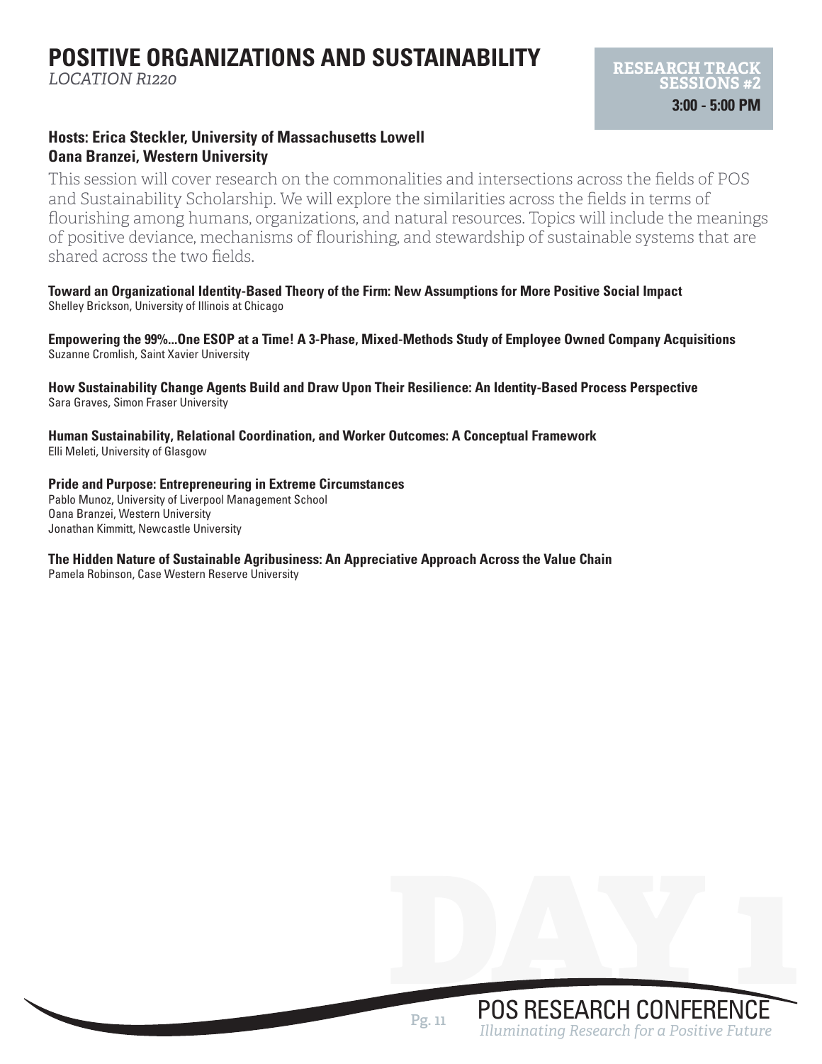# POSITIVE ORGANIZATIONS AND SUSTAINABILITY

*LOCATION R1220*

**RESEARCH TRACK SESSIONS #2**
**3:00 - 5:00 PM**

**Hosts: Erica Steckler, University of Massachusetts Lowell**
**Oana Branzei, Western University**

This session will cover research on the commonalities and intersections across the fields of POS and Sustainability Scholarship. We will explore the similarities across the fields in terms of flourishing among humans, organizations, and natural resources. Topics will include the meanings of positive deviance, mechanisms of flourishing, and stewardship of sustainable systems that are shared across the two fields.

**Toward an Organizational Identity-Based Theory of the Firm: New Assumptions for More Positive Social Impact**
Shelley Brickson, University of Illinois at Chicago

**Empowering the 99%...One ESOP at a Time! A 3-Phase, Mixed-Methods Study of Employee Owned Company Acquisitions**
Suzanne Cromlish, Saint Xavier University

**How Sustainability Change Agents Build and Draw Upon Their Resilience: An Identity-Based Process Perspective**
Sara Graves, Simon Fraser University

**Human Sustainability, Relational Coordination, and Worker Outcomes: A Conceptual Framework**
Elli Meleti, University of Glasgow

**Pride and Purpose: Entrepreneuring in Extreme Circumstances**
Pablo Munoz, University of Liverpool Management School
Oana Branzei, Western University
Jonathan Kimmitt, Newcastle University

**The Hidden Nature of Sustainable Agribusiness: An Appreciative Approach Across the Value Chain**
Pamela Robinson, Case Western Reserve University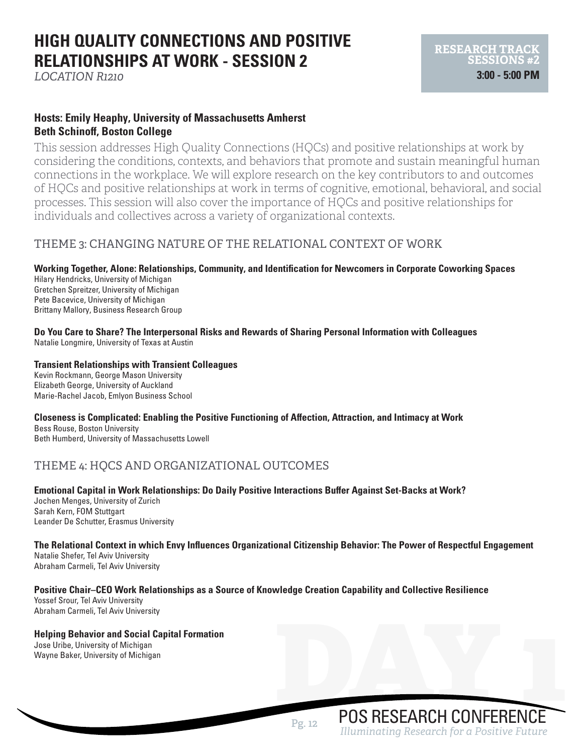# HIGH QUALITY CONNECTIONS AND POSITIVE RELATIONSHIPS AT WORK - SESSION 2

*LOCATION R1210*

**RESEARCH TRACK SESSIONS #2**
**3:00 - 5:00 PM**

**Hosts: Emily Heaphy, University of Massachusetts Amherst**
**Beth Schinoff, Boston College**

This session addresses High Quality Connections (HQCs) and positive relationships at work by considering the conditions, contexts, and behaviors that promote and sustain meaningful human connections in the workplace. We will explore research on the key contributors to and outcomes of HQCs and positive relationships at work in terms of cognitive, emotional, behavioral, and social processes. This session will also cover the importance of HQCs and positive relationships for individuals and collectives across a variety of organizational contexts.

## THEME 3: CHANGING NATURE OF THE RELATIONAL CONTEXT OF WORK

**Working Together, Alone: Relationships, Community, and Identification for Newcomers in Corporate Coworking Spaces**
Hilary Hendricks, University of Michigan
Gretchen Spreitzer, University of Michigan
Pete Bacevice, University of Michigan
Brittany Mallory, Business Research Group

**Do You Care to Share? The Interpersonal Risks and Rewards of Sharing Personal Information with Colleagues**
Natalie Longmire, University of Texas at Austin

**Transient Relationships with Transient Colleagues**
Kevin Rockmann, George Mason University
Elizabeth George, University of Auckland
Marie-Rachel Jacob, Emlyon Business School

**Closeness is Complicated: Enabling the Positive Functioning of Affection, Attraction, and Intimacy at Work**
Bess Rouse, Boston University
Beth Humberd, University of Massachusetts Lowell

## THEME 4: HQCS AND ORGANIZATIONAL OUTCOMES

**Emotional Capital in Work Relationships: Do Daily Positive Interactions Buffer Against Set-Backs at Work?**
Jochen Menges, University of Zurich
Sarah Kern, FOM Stuttgart
Leander De Schutter, Erasmus University

**The Relational Context in which Envy Influences Organizational Citizenship Behavior: The Power of Respectful Engagement**
Natalie Shefer, Tel Aviv University
Abraham Carmeli, Tel Aviv University

**Positive Chair–CEO Work Relationships as a Source of Knowledge Creation Capability and Collective Resilience**
Yossef Srour, Tel Aviv University
Abraham Carmeli, Tel Aviv University

**Helping Behavior and Social Capital Formation**
Jose Uribe, University of Michigan
Wayne Baker, University of Michigan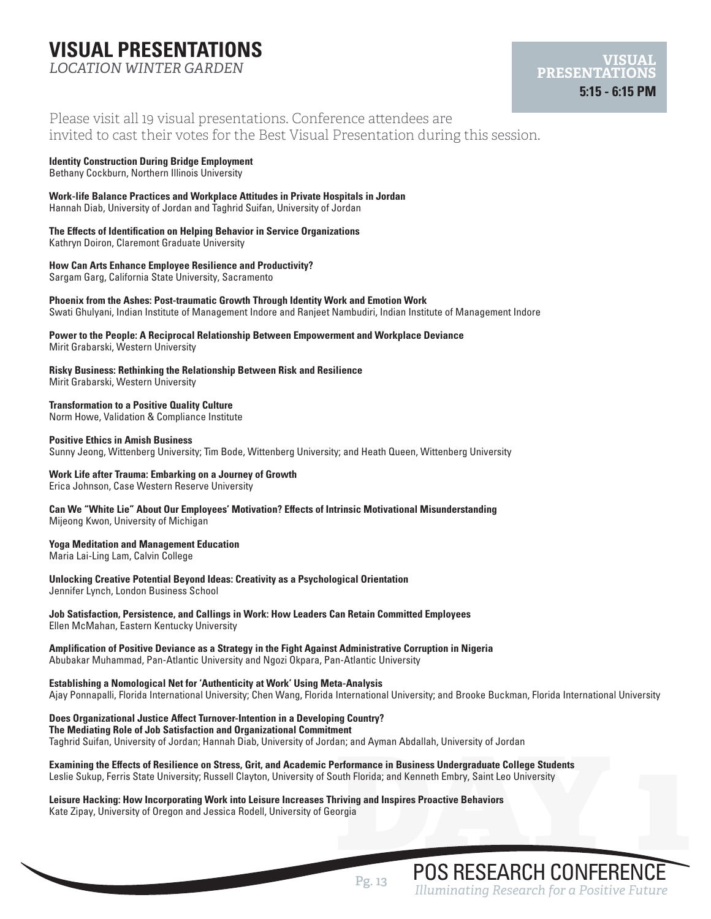# VISUAL PRESENTATIONS

*LOCATION WINTER GARDEN*

**VISUAL PRESENTATIONS**
**5:15 - 6:15 PM**

Please visit all 19 visual presentations. Conference attendees are invited to cast their votes for the Best Visual Presentation during this session.

**Identity Construction During Bridge Employment**
Bethany Cockburn, Northern Illinois University

**Work-life Balance Practices and Workplace Attitudes in Private Hospitals in Jordan**
Hannah Diab, University of Jordan and Taghrid Suifan, University of Jordan

**The Effects of Identification on Helping Behavior in Service Organizations**
Kathryn Doiron, Claremont Graduate University

**How Can Arts Enhance Employee Resilience and Productivity?**
Sargam Garg, California State University, Sacramento

**Phoenix from the Ashes: Post-traumatic Growth Through Identity Work and Emotion Work**
Swati Ghulyani, Indian Institute of Management Indore and Ranjeet Nambudiri, Indian Institute of Management Indore

**Power to the People: A Reciprocal Relationship Between Empowerment and Workplace Deviance**
Mirit Grabarski, Western University

**Risky Business: Rethinking the Relationship Between Risk and Resilience**
Mirit Grabarski, Western University

**Transformation to a Positive Quality Culture**
Norm Howe, Validation & Compliance Institute

**Positive Ethics in Amish Business**
Sunny Jeong, Wittenberg University; Tim Bode, Wittenberg University; and Heath Queen, Wittenberg University

**Work Life after Trauma: Embarking on a Journey of Growth**
Erica Johnson, Case Western Reserve University

**Can We "White Lie" About Our Employees' Motivation? Effects of Intrinsic Motivational Misunderstanding**
Mijeong Kwon, University of Michigan

**Yoga Meditation and Management Education**
Maria Lai-Ling Lam, Calvin College

**Unlocking Creative Potential Beyond Ideas: Creativity as a Psychological Orientation**
Jennifer Lynch, London Business School

**Job Satisfaction, Persistence, and Callings in Work: How Leaders Can Retain Committed Employees**
Ellen McMahan, Eastern Kentucky University

**Amplification of Positive Deviance as a Strategy in the Fight Against Administrative Corruption in Nigeria**
Abubakar Muhammad, Pan-Atlantic University and Ngozi Okpara, Pan-Atlantic University

**Establishing a Nomological Net for 'Authenticity at Work' Using Meta-Analysis**
Ajay Ponnapalli, Florida International University; Chen Wang, Florida International University; and Brooke Buckman, Florida International University

**Does Organizational Justice Affect Turnover-Intention in a Developing Country?**
**The Mediating Role of Job Satisfaction and Organizational Commitment**
Taghrid Suifan, University of Jordan; Hannah Diab, University of Jordan; and Ayman Abdallah, University of Jordan

**Examining the Effects of Resilience on Stress, Grit, and Academic Performance in Business Undergraduate College Students**
Leslie Sukup, Ferris State University; Russell Clayton, University of South Florida; and Kenneth Embry, Saint Leo University

**Leisure Hacking: How Incorporating Work into Leisure Increases Thriving and Inspires Proactive Behaviors**
Kate Zipay, University of Oregon and Jessica Rodell, University of Georgia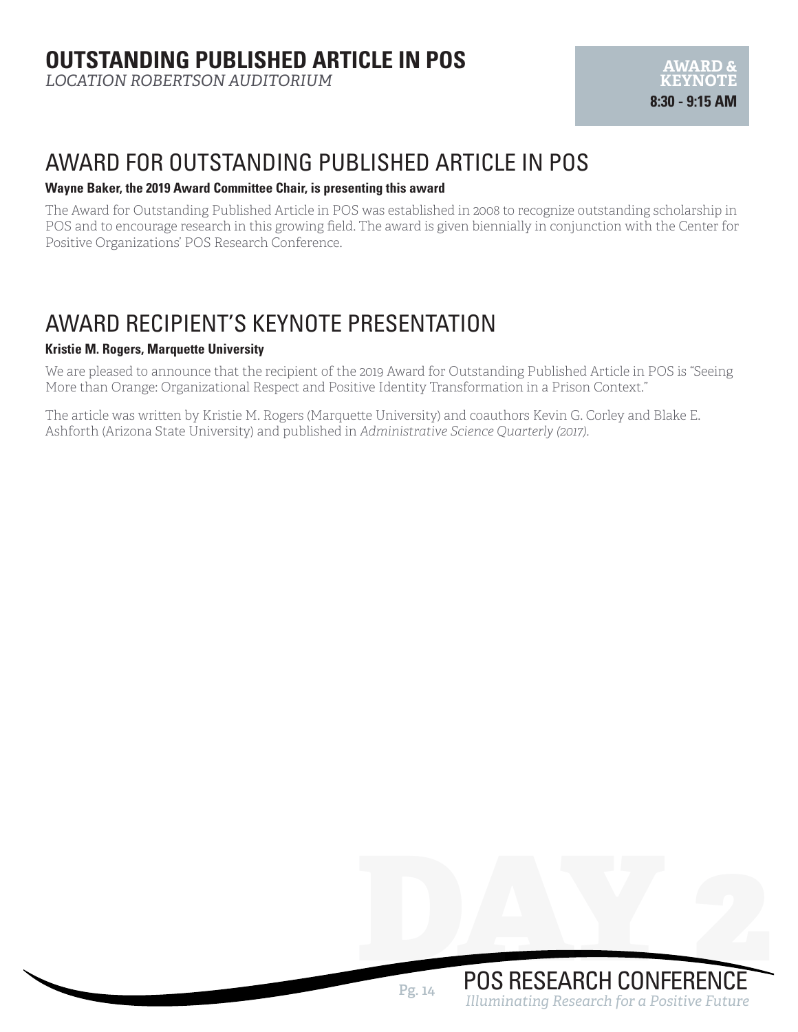# OUTSTANDING PUBLISHED ARTICLE IN POS

*LOCATION ROBERTSON AUDITORIUM*

**AWARD & KEYNOTE**
**8:30 - 9:15 AM**

## AWARD FOR OUTSTANDING PUBLISHED ARTICLE IN POS

**Wayne Baker, the 2019 Award Committee Chair, is presenting this award**

The Award for Outstanding Published Article in POS was established in 2008 to recognize outstanding scholarship in POS and to encourage research in this growing field. The award is given biennially in conjunction with the Center for Positive Organizations' POS Research Conference.

## AWARD RECIPIENT'S KEYNOTE PRESENTATION

**Kristie M. Rogers, Marquette University**

We are pleased to announce that the recipient of the 2019 Award for Outstanding Published Article in POS is "Seeing More than Orange: Organizational Respect and Positive Identity Transformation in a Prison Context."

The article was written by Kristie M. Rogers (Marquette University) and coauthors Kevin G. Corley and Blake E. Ashforth (Arizona State University) and published in *Administrative Science Quarterly (2017).*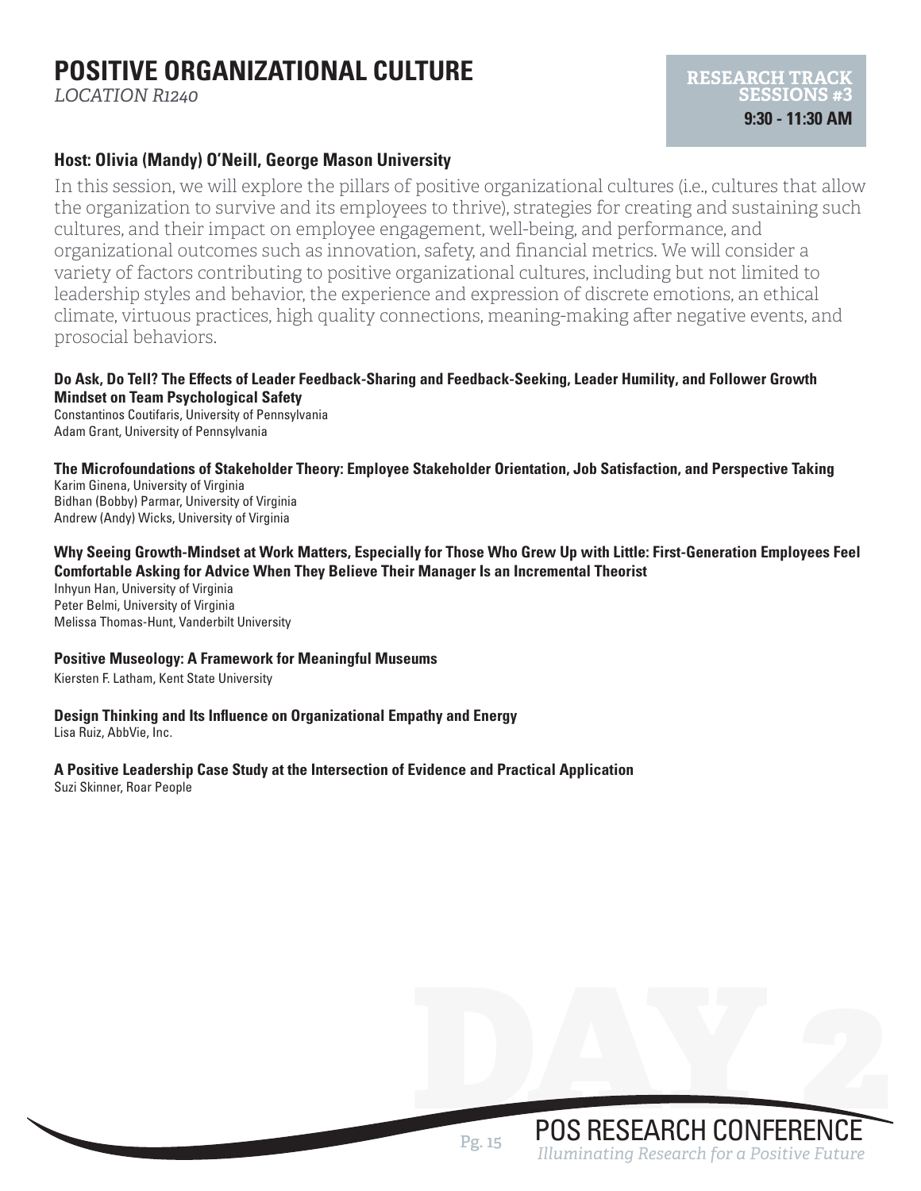# POSITIVE ORGANIZATIONAL CULTURE

*LOCATION R1240*

**RESEARCH TRACK SESSIONS #3**
**9:30 - 11:30 AM**

### Host: Olivia (Mandy) O'Neill, George Mason University

In this session, we will explore the pillars of positive organizational cultures (i.e., cultures that allow the organization to survive and its employees to thrive), strategies for creating and sustaining such cultures, and their impact on employee engagement, well-being, and performance, and organizational outcomes such as innovation, safety, and financial metrics. We will consider a variety of factors contributing to positive organizational cultures, including but not limited to leadership styles and behavior, the experience and expression of discrete emotions, an ethical climate, virtuous practices, high quality connections, meaning-making after negative events, and prosocial behaviors.

**Do Ask, Do Tell? The Effects of Leader Feedback-Sharing and Feedback-Seeking, Leader Humility, and Follower Growth Mindset on Team Psychological Safety**
Constantinos Coutifaris, University of Pennsylvania
Adam Grant, University of Pennsylvania

**The Microfoundations of Stakeholder Theory: Employee Stakeholder Orientation, Job Satisfaction, and Perspective Taking**
Karim Ginena, University of Virginia
Bidhan (Bobby) Parmar, University of Virginia
Andrew (Andy) Wicks, University of Virginia

**Why Seeing Growth-Mindset at Work Matters, Especially for Those Who Grew Up with Little: First-Generation Employees Feel Comfortable Asking for Advice When They Believe Their Manager Is an Incremental Theorist**
Inhyun Han, University of Virginia
Peter Belmi, University of Virginia
Melissa Thomas-Hunt, Vanderbilt University

**Positive Museology: A Framework for Meaningful Museums**
Kiersten F. Latham, Kent State University

**Design Thinking and Its Influence on Organizational Empathy and Energy**
Lisa Ruiz, AbbVie, Inc.

**A Positive Leadership Case Study at the Intersection of Evidence and Practical Application**
Suzi Skinner, Roar People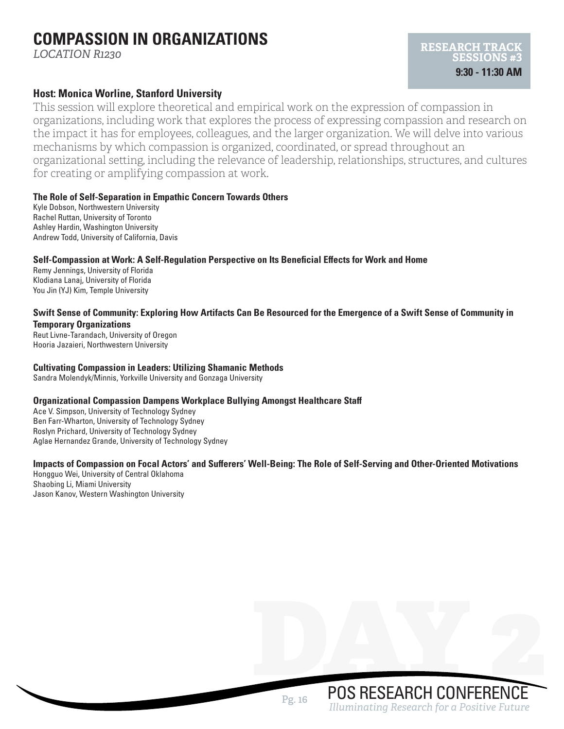# COMPASSION IN ORGANIZATIONS

*LOCATION R1230*

**RESEARCH TRACK SESSIONS #3**
**9:30 - 11:30 AM**

### Host: Monica Worline, Stanford University

This session will explore theoretical and empirical work on the expression of compassion in organizations, including work that explores the process of expressing compassion and research on the impact it has for employees, colleagues, and the larger organization. We will delve into various mechanisms by which compassion is organized, coordinated, or spread throughout an organizational setting, including the relevance of leadership, relationships, structures, and cultures for creating or amplifying compassion at work.

**The Role of Self-Separation in Empathic Concern Towards Others**
Kyle Dobson, Northwestern University
Rachel Ruttan, University of Toronto
Ashley Hardin, Washington University
Andrew Todd, University of California, Davis

**Self-Compassion at Work: A Self-Regulation Perspective on Its Beneficial Effects for Work and Home**
Remy Jennings, University of Florida
Klodiana Lanaj, University of Florida
You Jin (YJ) Kim, Temple University

**Swift Sense of Community: Exploring How Artifacts Can Be Resourced for the Emergence of a Swift Sense of Community in Temporary Organizations**
Reut Livne-Tarandach, University of Oregon
Hooria Jazaieri, Northwestern University

**Cultivating Compassion in Leaders: Utilizing Shamanic Methods**
Sandra Molendyk/Minnis, Yorkville University and Gonzaga University

**Organizational Compassion Dampens Workplace Bullying Amongst Healthcare Staff**
Ace V. Simpson, University of Technology Sydney
Ben Farr-Wharton, University of Technology Sydney
Roslyn Prichard, University of Technology Sydney
Aglae Hernandez Grande, University of Technology Sydney

**Impacts of Compassion on Focal Actors' and Sufferers' Well-Being: The Role of Self-Serving and Other-Oriented Motivations**
Hongguo Wei, University of Central Oklahoma
Shaobing Li, Miami University
Jason Kanov, Western Washington University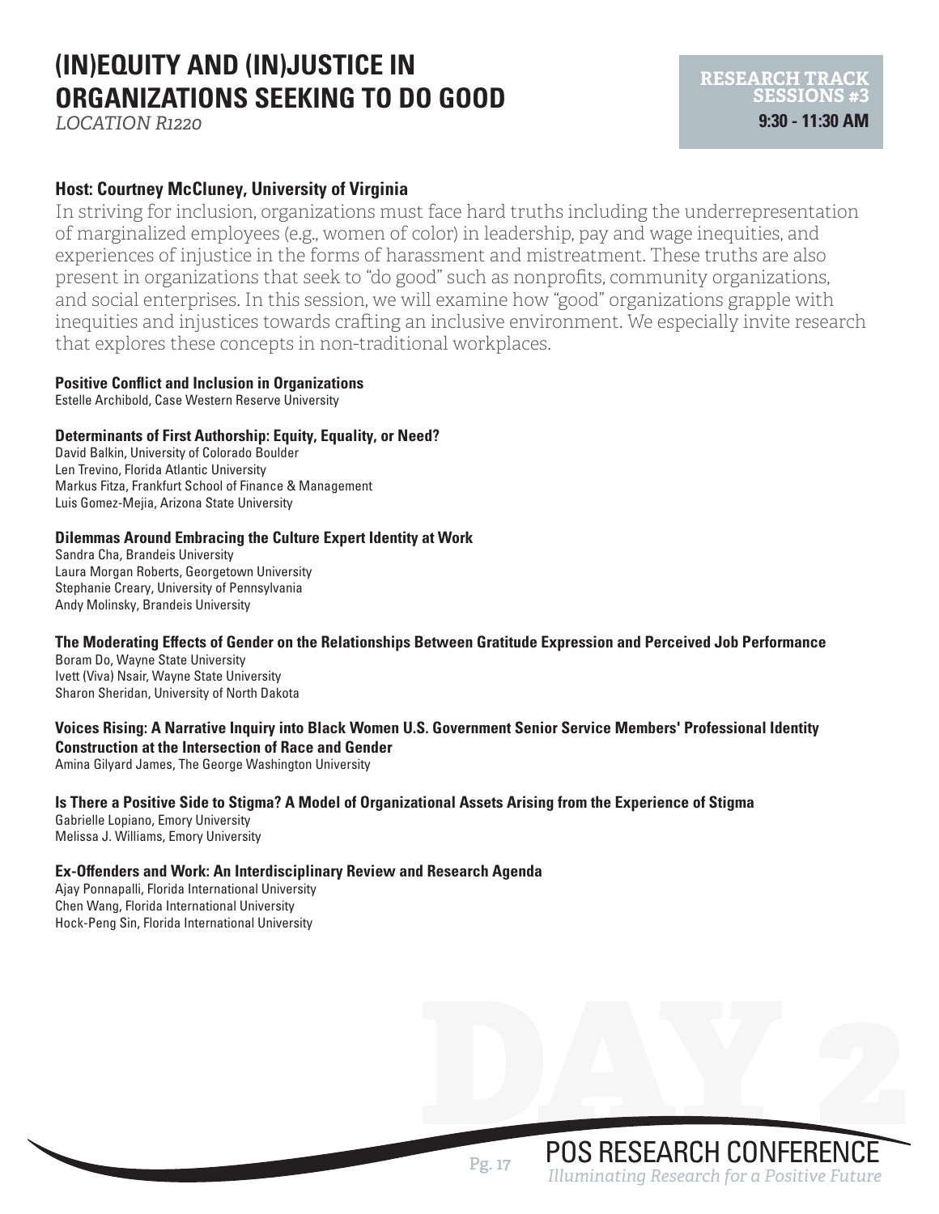# (IN)EQUITY AND (IN)JUSTICE IN ORGANIZATIONS SEEKING TO DO GOOD

*LOCATION R1220*

**RESEARCH TRACK SESSIONS #3**
**9:30 - 11:30 AM**

### Host: Courtney McCluney, University of Virginia

In striving for inclusion, organizations must face hard truths including the underrepresentation of marginalized employees (e.g., women of color) in leadership, pay and wage inequities, and experiences of injustice in the forms of harassment and mistreatment. These truths are also present in organizations that seek to "do good" such as nonprofits, community organizations, and social enterprises. In this session, we will examine how "good" organizations grapple with inequities and injustices towards crafting an inclusive environment. We especially invite research that explores these concepts in non-traditional workplaces.

**Positive Conflict and Inclusion in Organizations**
Estelle Archibold, Case Western Reserve University

**Determinants of First Authorship: Equity, Equality, or Need?**
David Balkin, University of Colorado Boulder
Len Trevino, Florida Atlantic University
Markus Fitza, Frankfurt School of Finance & Management
Luis Gomez-Mejia, Arizona State University

**Dilemmas Around Embracing the Culture Expert Identity at Work**
Sandra Cha, Brandeis University
Laura Morgan Roberts, Georgetown University
Stephanie Creary, University of Pennsylvania
Andy Molinsky, Brandeis University

**The Moderating Effects of Gender on the Relationships Between Gratitude Expression and Perceived Job Performance**
Boram Do, Wayne State University
Ivett (Viva) Nsair, Wayne State University
Sharon Sheridan, University of North Dakota

**Voices Rising: A Narrative Inquiry into Black Women U.S. Government Senior Service Members' Professional Identity Construction at the Intersection of Race and Gender**
Amina Gilyard James, The George Washington University

**Is There a Positive Side to Stigma? A Model of Organizational Assets Arising from the Experience of Stigma**
Gabrielle Lopiano, Emory University
Melissa J. Williams, Emory University

**Ex-Offenders and Work: An Interdisciplinary Review and Research Agenda**
Ajay Ponnapalli, Florida International University
Chen Wang, Florida International University
Hock-Peng Sin, Florida International University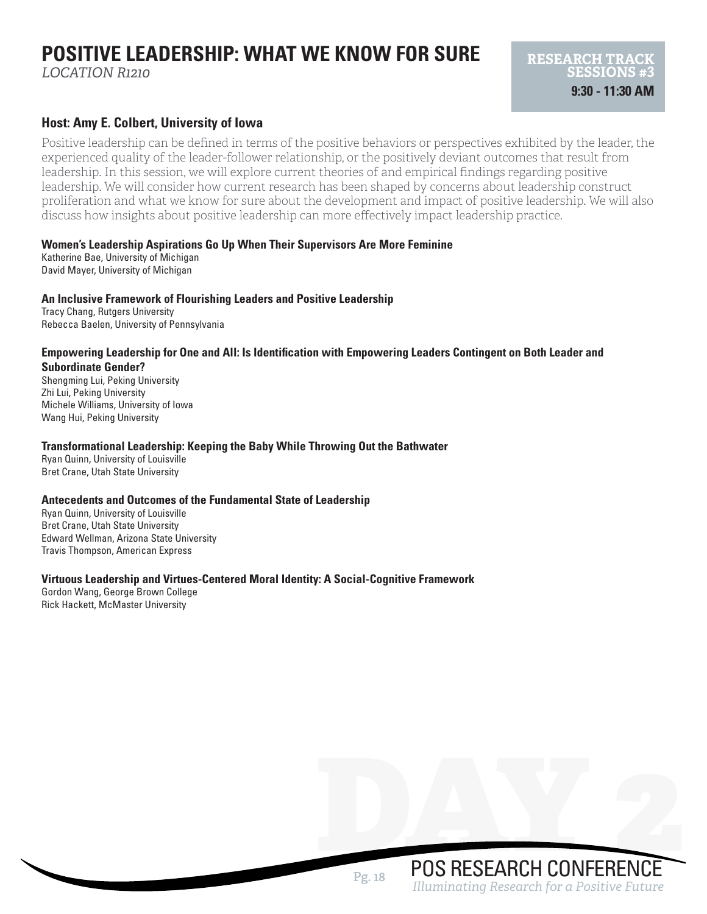# POSITIVE LEADERSHIP: WHAT WE KNOW FOR SURE

*LOCATION R1210*

**RESEARCH TRACK SESSIONS #3**
**9:30 - 11:30 AM**

### Host: Amy E. Colbert, University of Iowa

Positive leadership can be defined in terms of the positive behaviors or perspectives exhibited by the leader, the experienced quality of the leader-follower relationship, or the positively deviant outcomes that result from leadership. In this session, we will explore current theories of and empirical findings regarding positive leadership. We will consider how current research has been shaped by concerns about leadership construct proliferation and what we know for sure about the development and impact of positive leadership. We will also discuss how insights about positive leadership can more effectively impact leadership practice.

**Women's Leadership Aspirations Go Up When Their Supervisors Are More Feminine**
Katherine Bae, University of Michigan
David Mayer, University of Michigan

**An Inclusive Framework of Flourishing Leaders and Positive Leadership**
Tracy Chang, Rutgers University
Rebecca Baelen, University of Pennsylvania

**Empowering Leadership for One and All: Is Identification with Empowering Leaders Contingent on Both Leader and Subordinate Gender?**
Shengming Lui, Peking University
Zhi Lui, Peking University
Michele Williams, University of Iowa
Wang Hui, Peking University

**Transformational Leadership: Keeping the Baby While Throwing Out the Bathwater**
Ryan Quinn, University of Louisville
Bret Crane, Utah State University

**Antecedents and Outcomes of the Fundamental State of Leadership**
Ryan Quinn, University of Louisville
Bret Crane, Utah State University
Edward Wellman, Arizona State University
Travis Thompson, American Express

**Virtuous Leadership and Virtues-Centered Moral Identity: A Social-Cognitive Framework**
Gordon Wang, George Brown College
Rick Hackett, McMaster University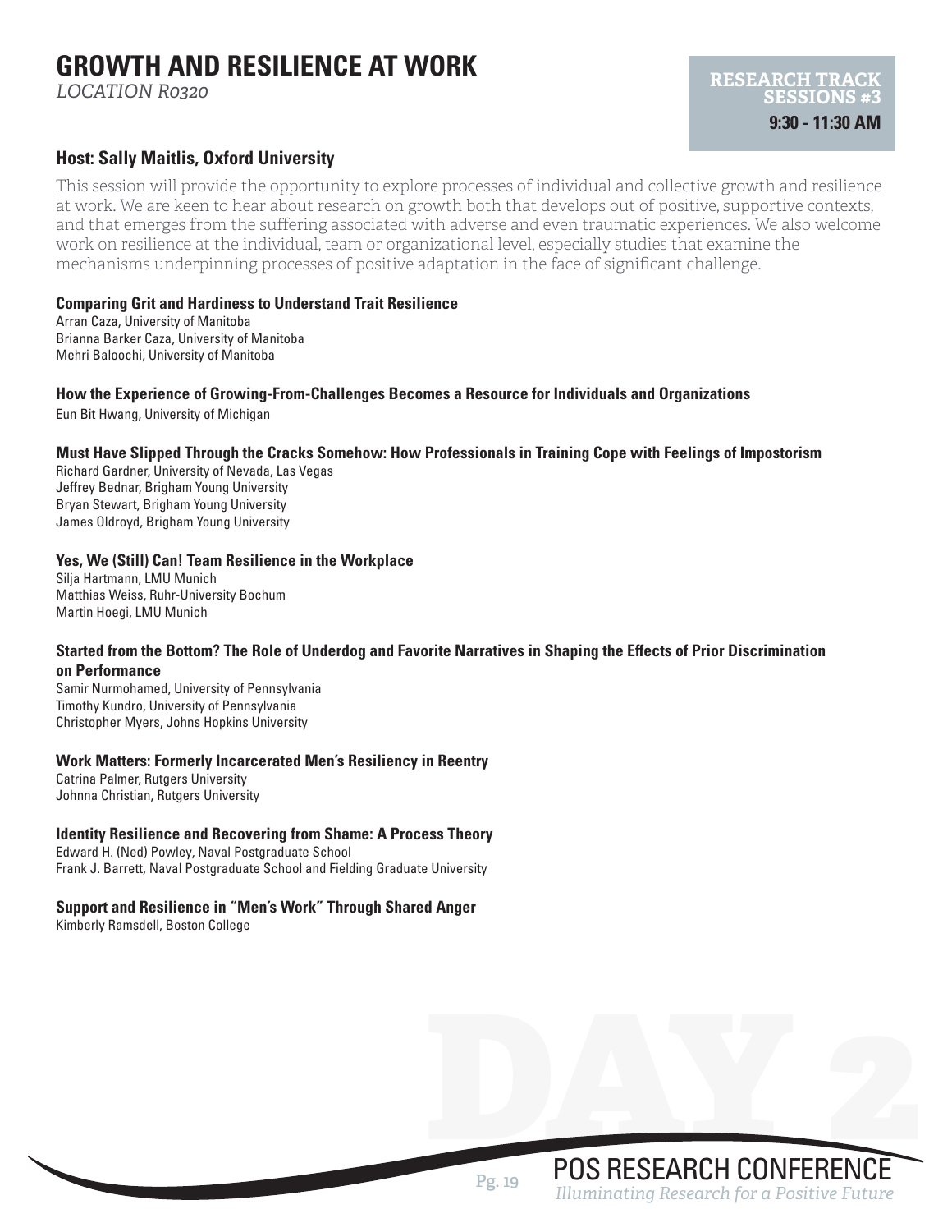# GROWTH AND RESILIENCE AT WORK

*LOCATION R0320*

**RESEARCH TRACK SESSIONS #3**
**9:30 - 11:30 AM**

### Host: Sally Maitlis, Oxford University

This session will provide the opportunity to explore processes of individual and collective growth and resilience at work. We are keen to hear about research on growth both that develops out of positive, supportive contexts, and that emerges from the suffering associated with adverse and even traumatic experiences. We also welcome work on resilience at the individual, team or organizational level, especially studies that examine the mechanisms underpinning processes of positive adaptation in the face of significant challenge.

**Comparing Grit and Hardiness to Understand Trait Resilience**
Arran Caza, University of Manitoba
Brianna Barker Caza, University of Manitoba
Mehri Baloochi, University of Manitoba

**How the Experience of Growing-From-Challenges Becomes a Resource for Individuals and Organizations**
Eun Bit Hwang, University of Michigan

**Must Have Slipped Through the Cracks Somehow: How Professionals in Training Cope with Feelings of Impostorism**
Richard Gardner, University of Nevada, Las Vegas
Jeffrey Bednar, Brigham Young University
Bryan Stewart, Brigham Young University
James Oldroyd, Brigham Young University

**Yes, We (Still) Can! Team Resilience in the Workplace**
Silja Hartmann, LMU Munich
Matthias Weiss, Ruhr-University Bochum
Martin Hoegi, LMU Munich

**Started from the Bottom? The Role of Underdog and Favorite Narratives in Shaping the Effects of Prior Discrimination on Performance**
Samir Nurmohamed, University of Pennsylvania
Timothy Kundro, University of Pennsylvania
Christopher Myers, Johns Hopkins University

**Work Matters: Formerly Incarcerated Men's Resiliency in Reentry**
Catrina Palmer, Rutgers University
Johnna Christian, Rutgers University

**Identity Resilience and Recovering from Shame: A Process Theory**
Edward H. (Ned) Powley, Naval Postgraduate School
Frank J. Barrett, Naval Postgraduate School and Fielding Graduate University

**Support and Resilience in "Men's Work" Through Shared Anger**
Kimberly Ramsdell, Boston College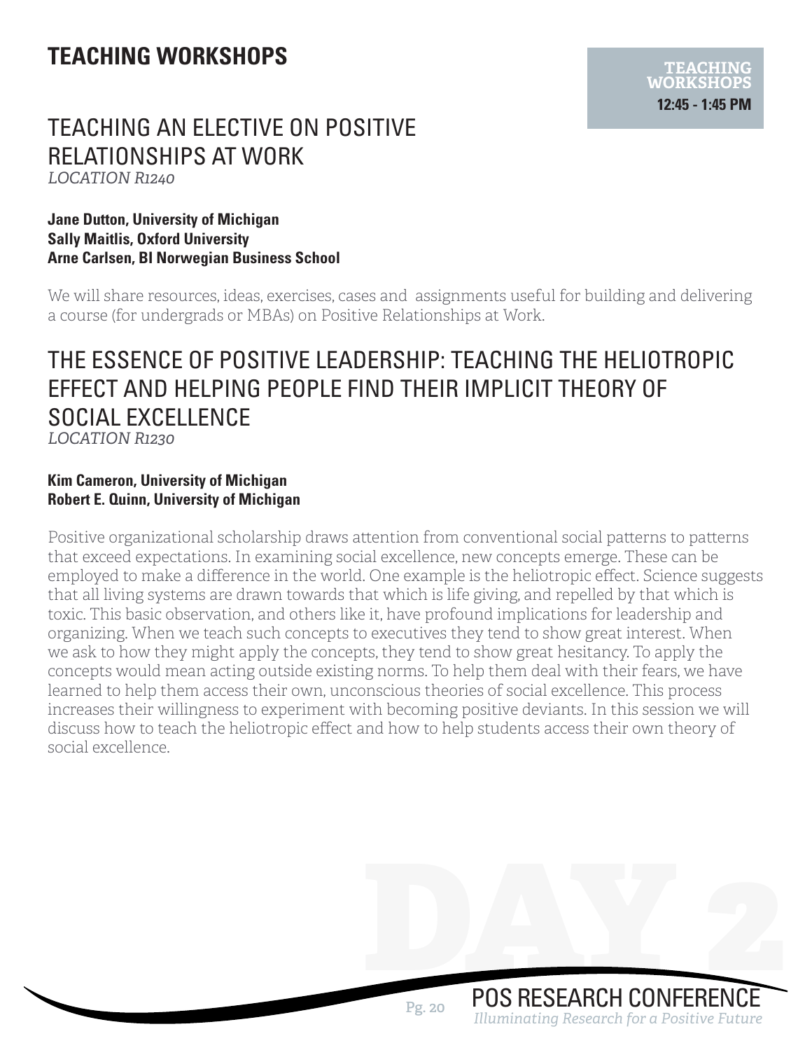# TEACHING WORKSHOPS

**TEACHING WORKSHOPS**
**12:45 - 1:45 PM**

## TEACHING AN ELECTIVE ON POSITIVE RELATIONSHIPS AT WORK

*LOCATION R1240*

**Jane Dutton, University of Michigan**
**Sally Maitlis, Oxford University**
**Arne Carlsen, BI Norwegian Business School**

We will share resources, ideas, exercises, cases and assignments useful for building and delivering a course (for undergrads or MBAs) on Positive Relationships at Work.

## THE ESSENCE OF POSITIVE LEADERSHIP: TEACHING THE HELIOTROPIC EFFECT AND HELPING PEOPLE FIND THEIR IMPLICIT THEORY OF SOCIAL EXCELLENCE

*LOCATION R1230*

**Kim Cameron, University of Michigan**
**Robert E. Quinn, University of Michigan**

Positive organizational scholarship draws attention from conventional social patterns to patterns that exceed expectations. In examining social excellence, new concepts emerge. These can be employed to make a difference in the world. One example is the heliotropic effect. Science suggests that all living systems are drawn towards that which is life giving, and repelled by that which is toxic. This basic observation, and others like it, have profound implications for leadership and organizing. When we teach such concepts to executives they tend to show great interest. When we ask to how they might apply the concepts, they tend to show great hesitancy. To apply the concepts would mean acting outside existing norms. To help them deal with their fears, we have learned to help them access their own, unconscious theories of social excellence. This process increases their willingness to experiment with becoming positive deviants. In this session we will discuss how to teach the heliotropic effect and how to help students access their own theory of social excellence.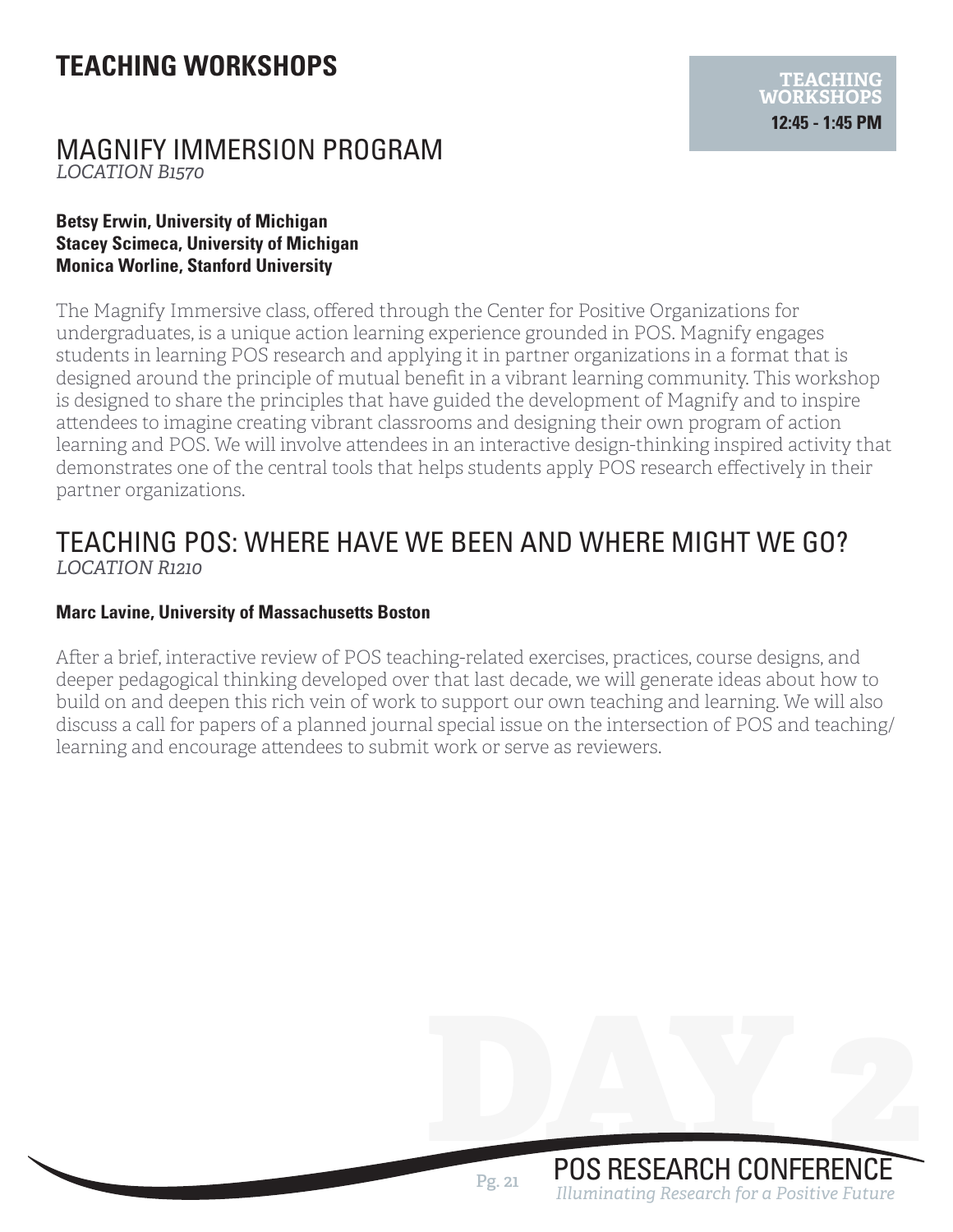# TEACHING WORKSHOPS

**TEACHING WORKSHOPS**
**12:45 - 1:45 PM**

## MAGNIFY IMMERSION PROGRAM

*LOCATION B1570*

**Betsy Erwin, University of Michigan**
**Stacey Scimeca, University of Michigan**
**Monica Worline, Stanford University**

The Magnify Immersive class, offered through the Center for Positive Organizations for undergraduates, is a unique action learning experience grounded in POS. Magnify engages students in learning POS research and applying it in partner organizations in a format that is designed around the principle of mutual benefit in a vibrant learning community. This workshop is designed to share the principles that have guided the development of Magnify and to inspire attendees to imagine creating vibrant classrooms and designing their own program of action learning and POS. We will involve attendees in an interactive design-thinking inspired activity that demonstrates one of the central tools that helps students apply POS research effectively in their partner organizations.

## TEACHING POS: WHERE HAVE WE BEEN AND WHERE MIGHT WE GO?

*LOCATION R1210*

**Marc Lavine, University of Massachusetts Boston**

After a brief, interactive review of POS teaching-related exercises, practices, course designs, and deeper pedagogical thinking developed over that last decade, we will generate ideas about how to build on and deepen this rich vein of work to support our own teaching and learning. We will also discuss a call for papers of a planned journal special issue on the intersection of POS and teaching/learning and encourage attendees to submit work or serve as reviewers.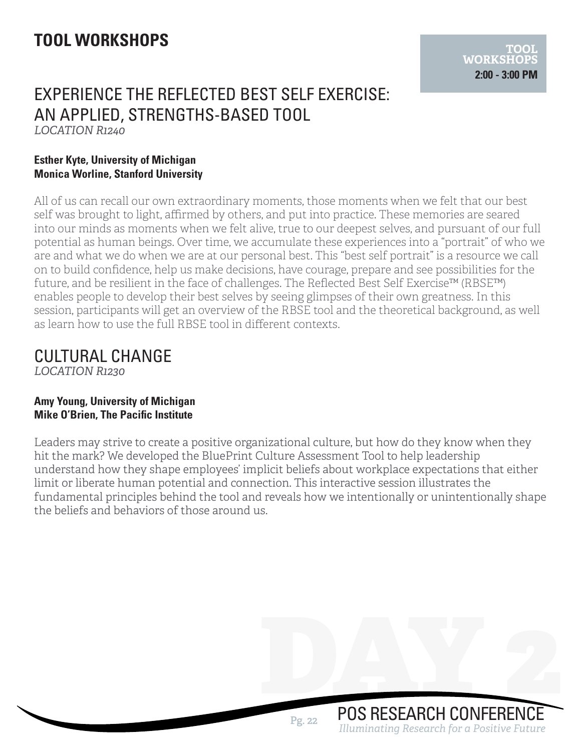# TOOL WORKSHOPS

**TOOL WORKSHOPS**
**2:00 - 3:00 PM**

## EXPERIENCE THE REFLECTED BEST SELF EXERCISE: AN APPLIED, STRENGTHS-BASED TOOL

*LOCATION R1240*

**Esther Kyte, University of Michigan**
**Monica Worline, Stanford University**

All of us can recall our own extraordinary moments, those moments when we felt that our best self was brought to light, affirmed by others, and put into practice. These memories are seared into our minds as moments when we felt alive, true to our deepest selves, and pursuant of our full potential as human beings. Over time, we accumulate these experiences into a "portrait" of who we are and what we do when we are at our personal best. This "best self portrait" is a resource we call on to build confidence, help us make decisions, have courage, prepare and see possibilities for the future, and be resilient in the face of challenges. The Reflected Best Self Exercise™ (RBSE™) enables people to develop their best selves by seeing glimpses of their own greatness. In this session, participants will get an overview of the RBSE tool and the theoretical background, as well as learn how to use the full RBSE tool in different contexts.

## CULTURAL CHANGE

*LOCATION R1230*

**Amy Young, University of Michigan**
**Mike O'Brien, The Pacific Institute**

Leaders may strive to create a positive organizational culture, but how do they know when they hit the mark? We developed the BluePrint Culture Assessment Tool to help leadership understand how they shape employees' implicit beliefs about workplace expectations that either limit or liberate human potential and connection. This interactive session illustrates the fundamental principles behind the tool and reveals how we intentionally or unintentionally shape the beliefs and behaviors of those around us.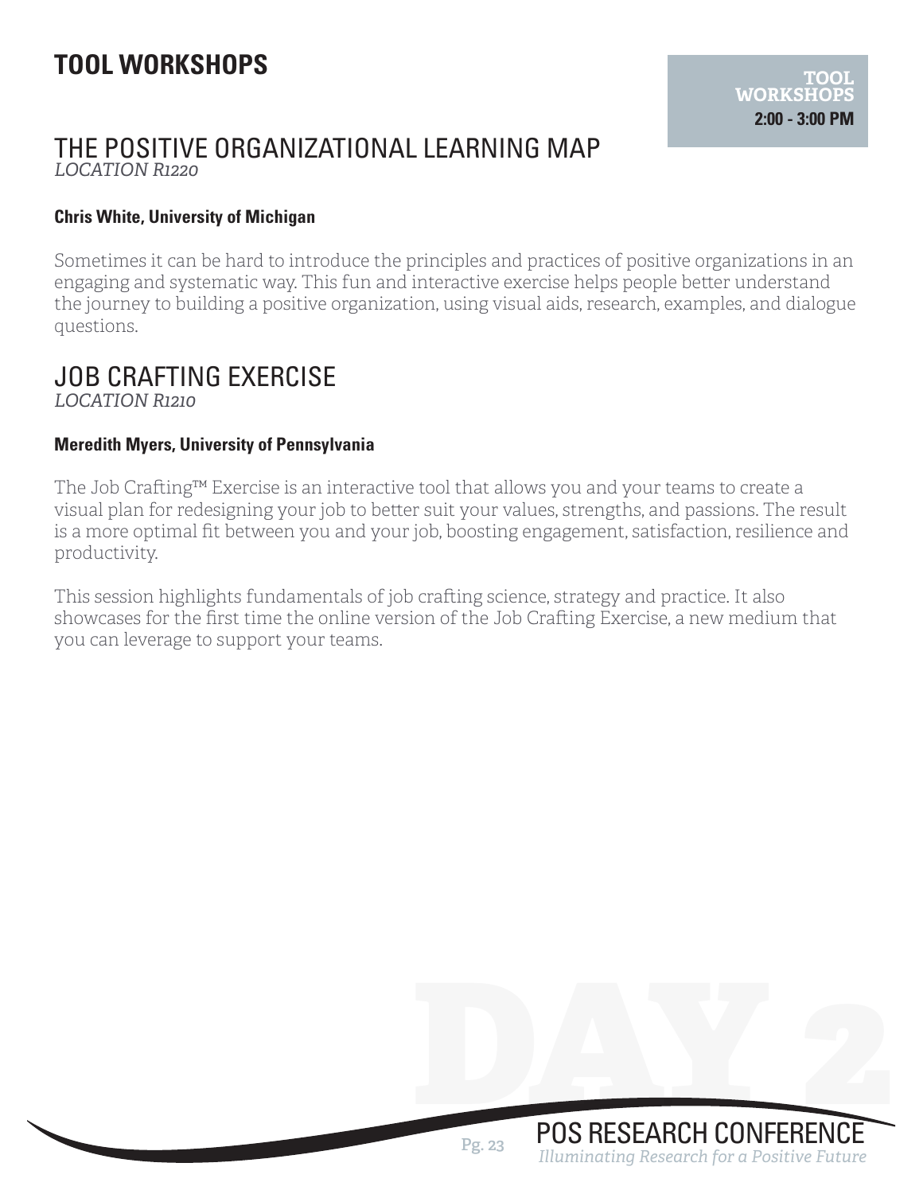# TOOL WORKSHOPS

**TOOL WORKSHOPS**
**2:00 - 3:00 PM**

## THE POSITIVE ORGANIZATIONAL LEARNING MAP
*LOCATION R1220*

**Chris White, University of Michigan**

Sometimes it can be hard to introduce the principles and practices of positive organizations in an engaging and systematic way. This fun and interactive exercise helps people better understand the journey to building a positive organization, using visual aids, research, examples, and dialogue questions.

## JOB CRAFTING EXERCISE
*LOCATION R1210*

**Meredith Myers, University of Pennsylvania**

The Job Crafting™ Exercise is an interactive tool that allows you and your teams to create a visual plan for redesigning your job to better suit your values, strengths, and passions. The result is a more optimal fit between you and your job, boosting engagement, satisfaction, resilience and productivity.

This session highlights fundamentals of job crafting science, strategy and practice. It also showcases for the first time the online version of the Job Crafting Exercise, a new medium that you can leverage to support your teams.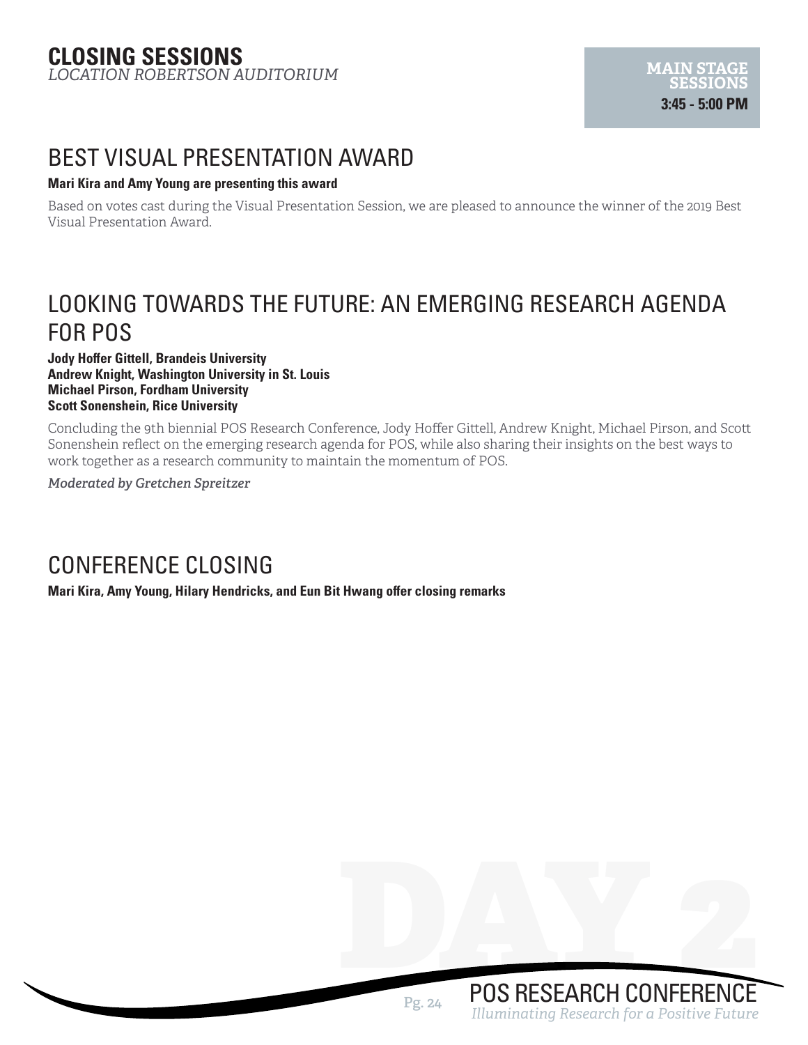# CLOSING SESSIONS

*LOCATION ROBERTSON AUDITORIUM*

**MAIN STAGE SESSIONS**
**3:45 - 5:00 PM**

## BEST VISUAL PRESENTATION AWARD

**Mari Kira and Amy Young are presenting this award**

Based on votes cast during the Visual Presentation Session, we are pleased to announce the winner of the 2019 Best Visual Presentation Award.

## LOOKING TOWARDS THE FUTURE: AN EMERGING RESEARCH AGENDA FOR POS

**Jody Hoffer Gittell, Brandeis University**
**Andrew Knight, Washington University in St. Louis**
**Michael Pirson, Fordham University**
**Scott Sonenshein, Rice University**

Concluding the 9th biennial POS Research Conference, Jody Hoffer Gittell, Andrew Knight, Michael Pirson, and Scott Sonenshein reflect on the emerging research agenda for POS, while also sharing their insights on the best ways to work together as a research community to maintain the momentum of POS.

*Moderated by Gretchen Spreitzer*

## CONFERENCE CLOSING

**Mari Kira, Amy Young, Hilary Hendricks, and Eun Bit Hwang offer closing remarks**